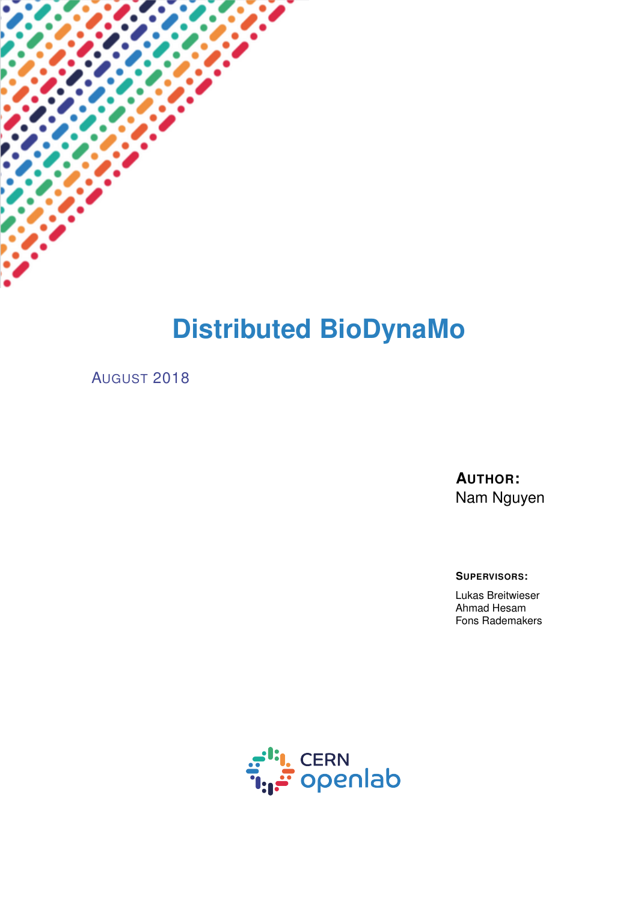# Distributed BioDynaMo

AUGUST 2018

**AUTHOR:**
Nam Nguyen

**SUPERVISORS:**

Lukas Breitwieser
Ahmad Hesam
Fons Rademakers

CERN openlab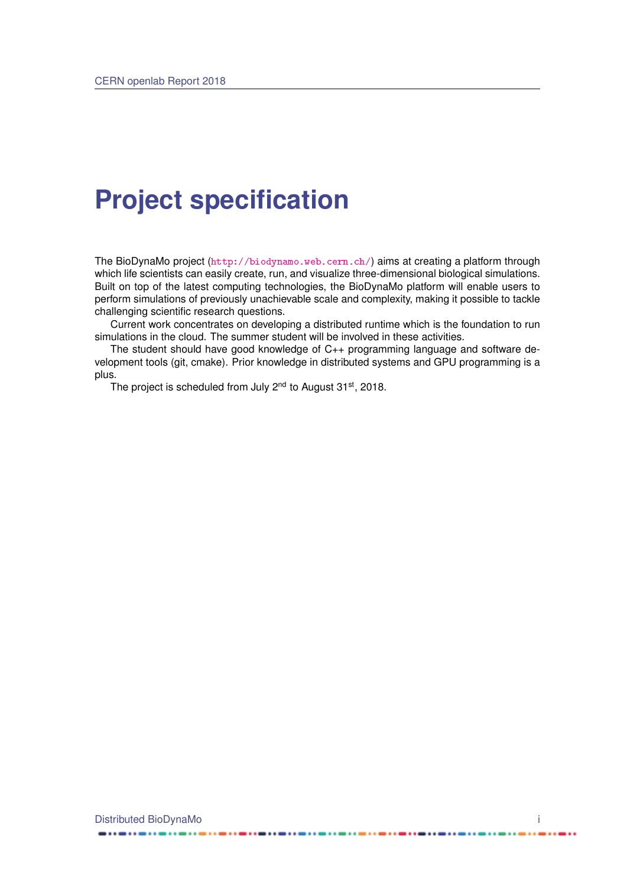# Project specification

The BioDynaMo project (http://biodynamo.web.cern.ch/) aims at creating a platform through which life scientists can easily create, run, and visualize three-dimensional biological simulations. Built on top of the latest computing technologies, the BioDynaMo platform will enable users to perform simulations of previously unachievable scale and complexity, making it possible to tackle challenging scientific research questions.

Current work concentrates on developing a distributed runtime which is the foundation to run simulations in the cloud. The summer student will be involved in these activities.

The student should have good knowledge of C++ programming language and software development tools (git, cmake). Prior knowledge in distributed systems and GPU programming is a plus.

The project is scheduled from July 2nd to August 31st, 2018.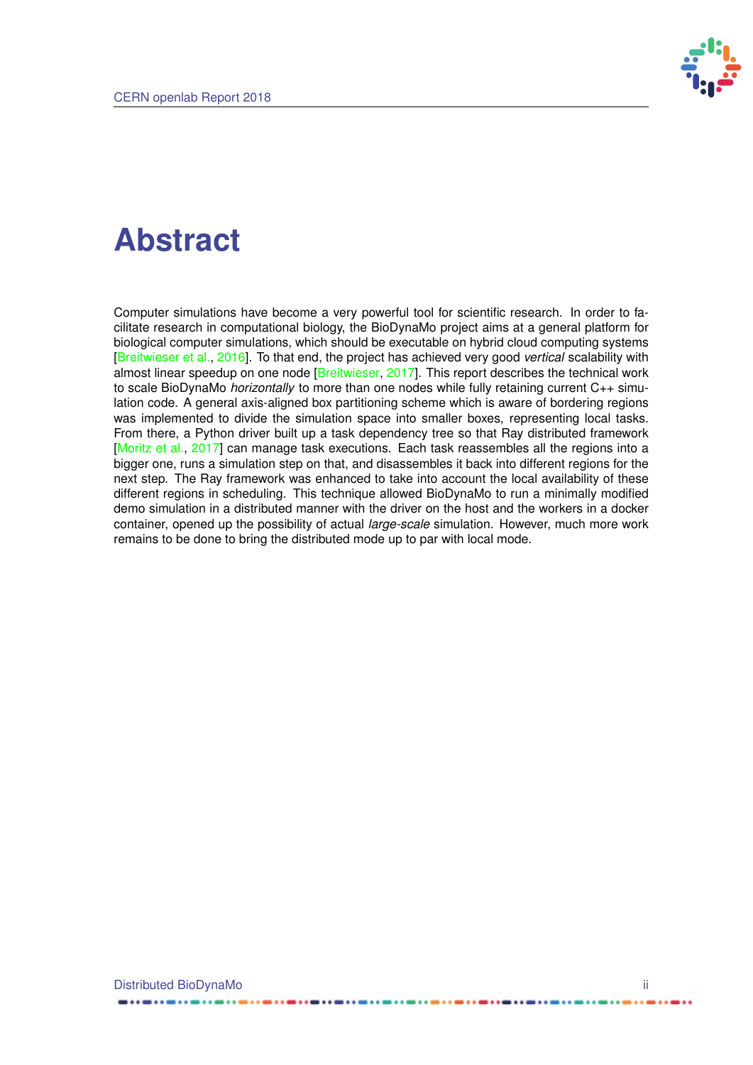# Abstract

Computer simulations have become a very powerful tool for scientific research. In order to facilitate research in computational biology, the BioDynaMo project aims at a general platform for biological computer simulations, which should be executable on hybrid cloud computing systems [Breitwieser et al., 2016]. To that end, the project has achieved very good *vertical* scalability with almost linear speedup on one node [Breitwieser, 2017]. This report describes the technical work to scale BioDynaMo *horizontally* to more than one nodes while fully retaining current C++ simulation code. A general axis-aligned box partitioning scheme which is aware of bordering regions was implemented to divide the simulation space into smaller boxes, representing local tasks. From there, a Python driver built up a task dependency tree so that Ray distributed framework [Moritz et al., 2017] can manage task executions. Each task reassembles all the regions into a bigger one, runs a simulation step on that, and disassembles it back into different regions for the next step. The Ray framework was enhanced to take into account the local availability of these different regions in scheduling. This technique allowed BioDynaMo to run a minimally modified demo simulation in a distributed manner with the driver on the host and the workers in a docker container, opened up the possibility of actual *large-scale* simulation. However, much more work remains to be done to bring the distributed mode up to par with local mode.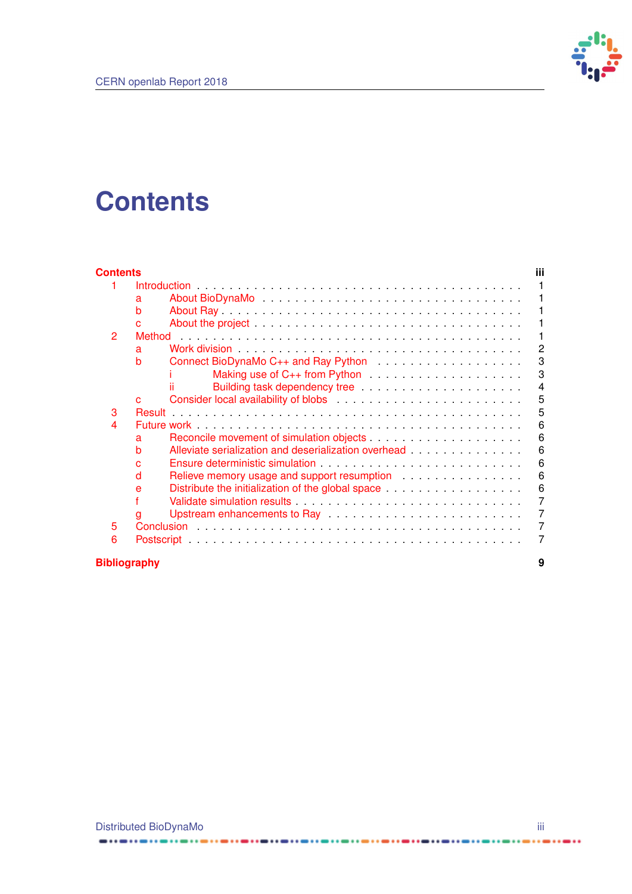# Contents

**Contents** **iii**

1 Introduction . . . 1
   a About BioDynaMo . . . 1
   b About Ray . . . 1
   c About the project . . . 1
2 Method . . . 1
   a Work division . . . 2
   b Connect BioDynaMo C++ and Ray Python . . . 3
      i Making use of C++ from Python . . . 3
      ii Building task dependency tree . . . 4
   c Consider local availability of blobs . . . 5
3 Result . . . 5
4 Future work . . . 6
   a Reconcile movement of simulation objects . . . 6
   b Alleviate serialization and deserialization overhead . . . 6
   c Ensure deterministic simulation . . . 6
   d Relieve memory usage and support resumption . . . 6
   e Distribute the initialization of the global space . . . 6
   f Validate simulation results . . . 7
   g Upstream enhancements to Ray . . . 7
5 Conclusion . . . 7
6 Postscript . . . 7

**Bibliography** **9**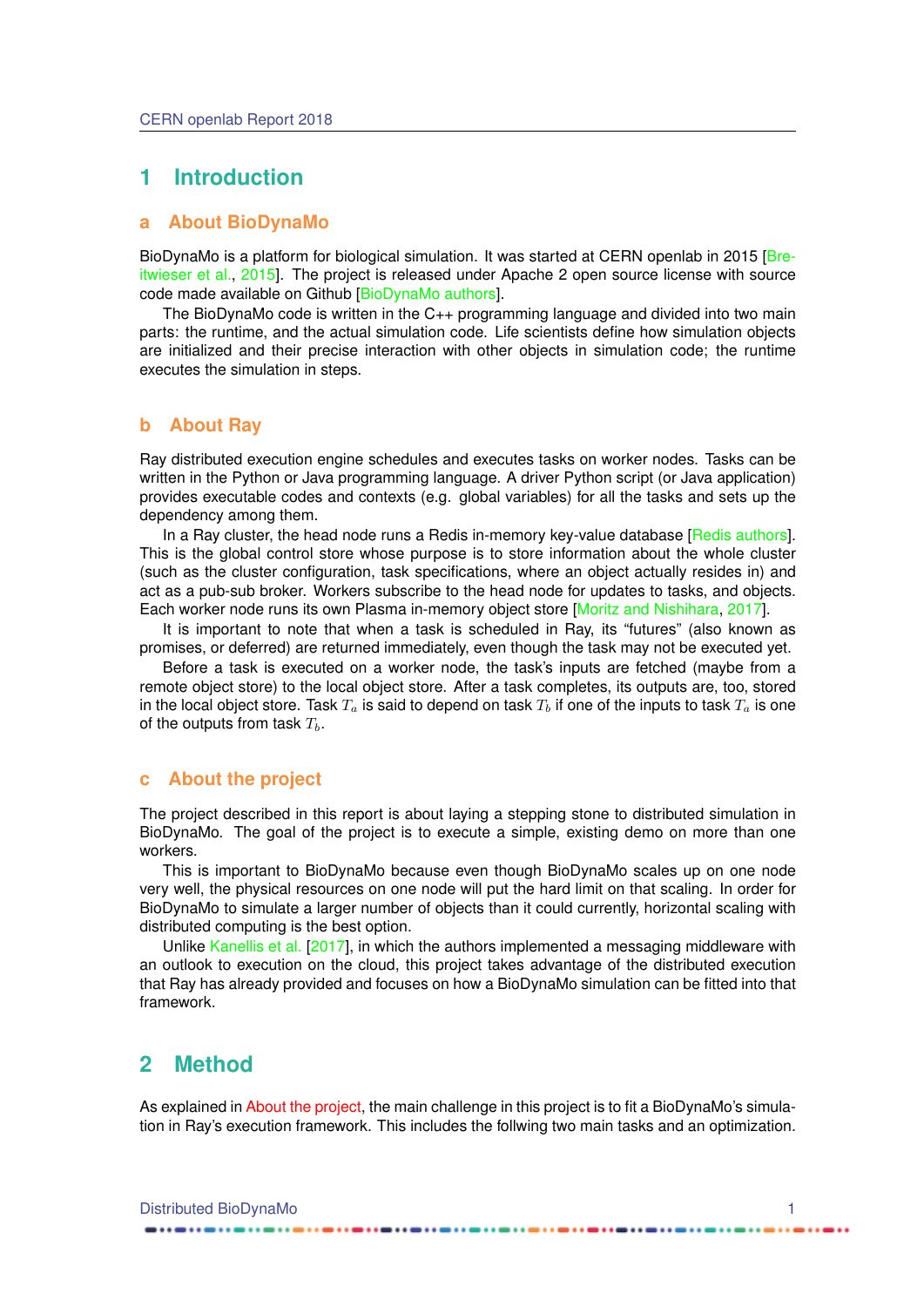# 1 Introduction

## a About BioDynaMo

BioDynaMo is a platform for biological simulation. It was started at CERN openlab in 2015 [Breitwieser et al., 2015]. The project is released under Apache 2 open source license with source code made available on Github [BioDynaMo authors].

The BioDynaMo code is written in the C++ programming language and divided into two main parts: the runtime, and the actual simulation code. Life scientists define how simulation objects are initialized and their precise interaction with other objects in simulation code; the runtime executes the simulation in steps.

## b About Ray

Ray distributed execution engine schedules and executes tasks on worker nodes. Tasks can be written in the Python or Java programming language. A driver Python script (or Java application) provides executable codes and contexts (e.g. global variables) for all the tasks and sets up the dependency among them.

In a Ray cluster, the head node runs a Redis in-memory key-value database [Redis authors]. This is the global control store whose purpose is to store information about the whole cluster (such as the cluster configuration, task specifications, where an object actually resides in) and act as a pub-sub broker. Workers subscribe to the head node for updates to tasks, and objects. Each worker node runs its own Plasma in-memory object store [Moritz and Nishihara, 2017].

It is important to note that when a task is scheduled in Ray, its "futures" (also known as promises, or deferred) are returned immediately, even though the task may not be executed yet.

Before a task is executed on a worker node, the task's inputs are fetched (maybe from a remote object store) to the local object store. After a task completes, its outputs are, too, stored in the local object store. Task $T_a$ is said to depend on task $T_b$ if one of the inputs to task $T_a$ is one of the outputs from task $T_b$.

## c About the project

The project described in this report is about laying a stepping stone to distributed simulation in BioDynaMo. The goal of the project is to execute a simple, existing demo on more than one workers.

This is important to BioDynaMo because even though BioDynaMo scales up on one node very well, the physical resources on one node will put the hard limit on that scaling. In order for BioDynaMo to simulate a larger number of objects than it could currently, horizontal scaling with distributed computing is the best option.

Unlike Kanellis et al. [2017], in which the authors implemented a messaging middleware with an outlook to execution on the cloud, this project takes advantage of the distributed execution that Ray has already provided and focuses on how a BioDynaMo simulation can be fitted into that framework.

# 2 Method

As explained in About the project, the main challenge in this project is to fit a BioDynaMo's simulation in Ray's execution framework. This includes the follwing two main tasks and an optimization.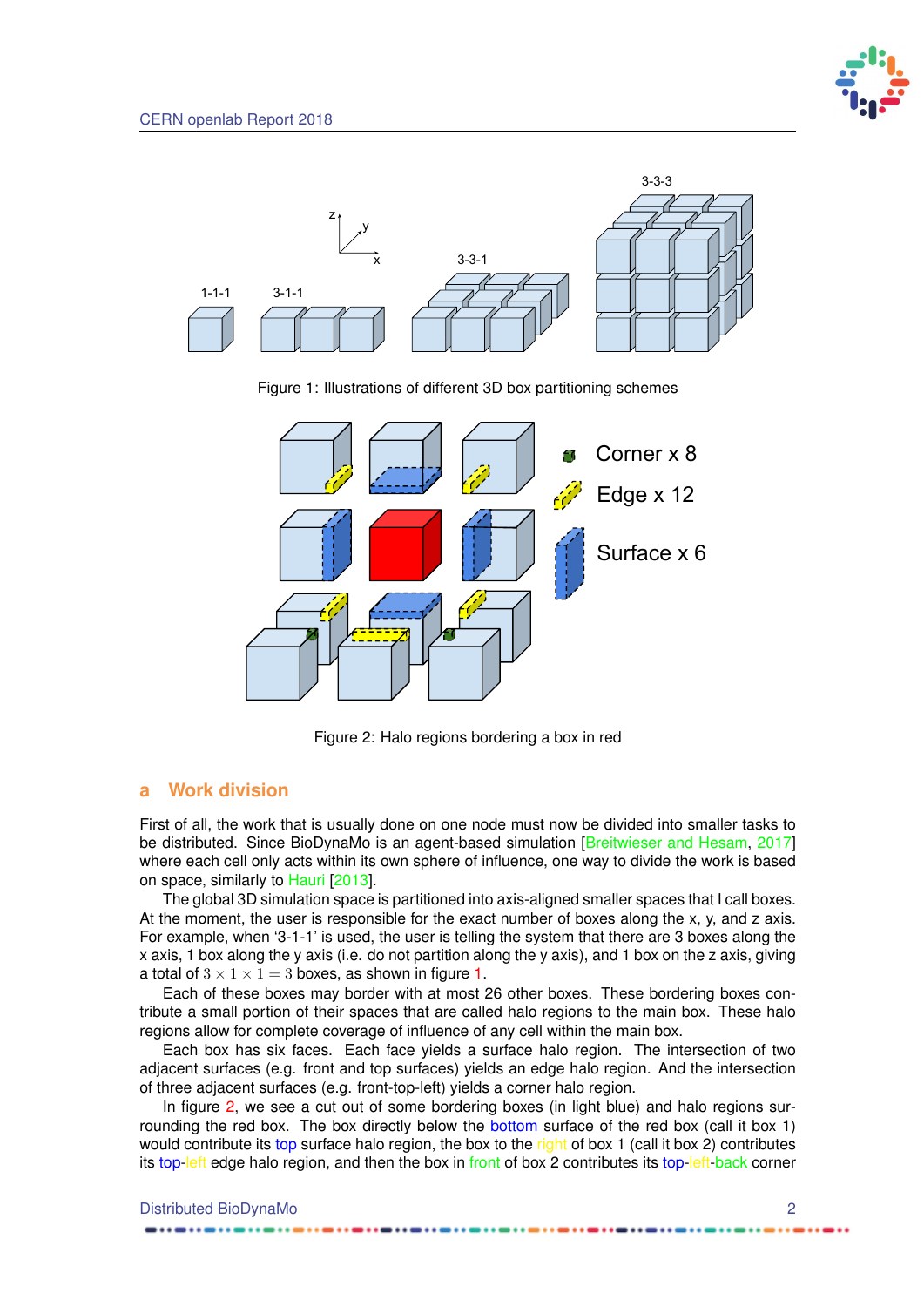Figure 1: Illustrations of different 3D box partitioning schemes

Figure 2: Halo regions bordering a box in red

## a Work division

First of all, the work that is usually done on one node must now be divided into smaller tasks to be distributed. Since BioDynaMo is an agent-based simulation [Breitwieser and Hesam, 2017] where each cell only acts within its own sphere of influence, one way to divide the work is based on space, similarly to Hauri [2013].

The global 3D simulation space is partitioned into axis-aligned smaller spaces that I call boxes. At the moment, the user is responsible for the exact number of boxes along the x, y, and z axis. For example, when '3-1-1' is used, the user is telling the system that there are 3 boxes along the x axis, 1 box along the y axis (i.e. do not partition along the y axis), and 1 box on the z axis, giving a total of $3 \times 1 \times 1 = 3$ boxes, as shown in figure 1.

Each of these boxes may border with at most 26 other boxes. These bordering boxes contribute a small portion of their spaces that are called halo regions to the main box. These halo regions allow for complete coverage of influence of any cell within the main box.

Each box has six faces. Each face yields a surface halo region. The intersection of two adjacent surfaces (e.g. front and top surfaces) yields an edge halo region. And the intersection of three adjacent surfaces (e.g. front-top-left) yields a corner halo region.

In figure 2, we see a cut out of some bordering boxes (in light blue) and halo regions surrounding the red box. The box directly below the bottom surface of the red box (call it box 1) would contribute its top surface halo region, the box to the right of box 1 (call it box 2) contributes its top-left edge halo region, and then the box in front of box 2 contributes its top-left-back corner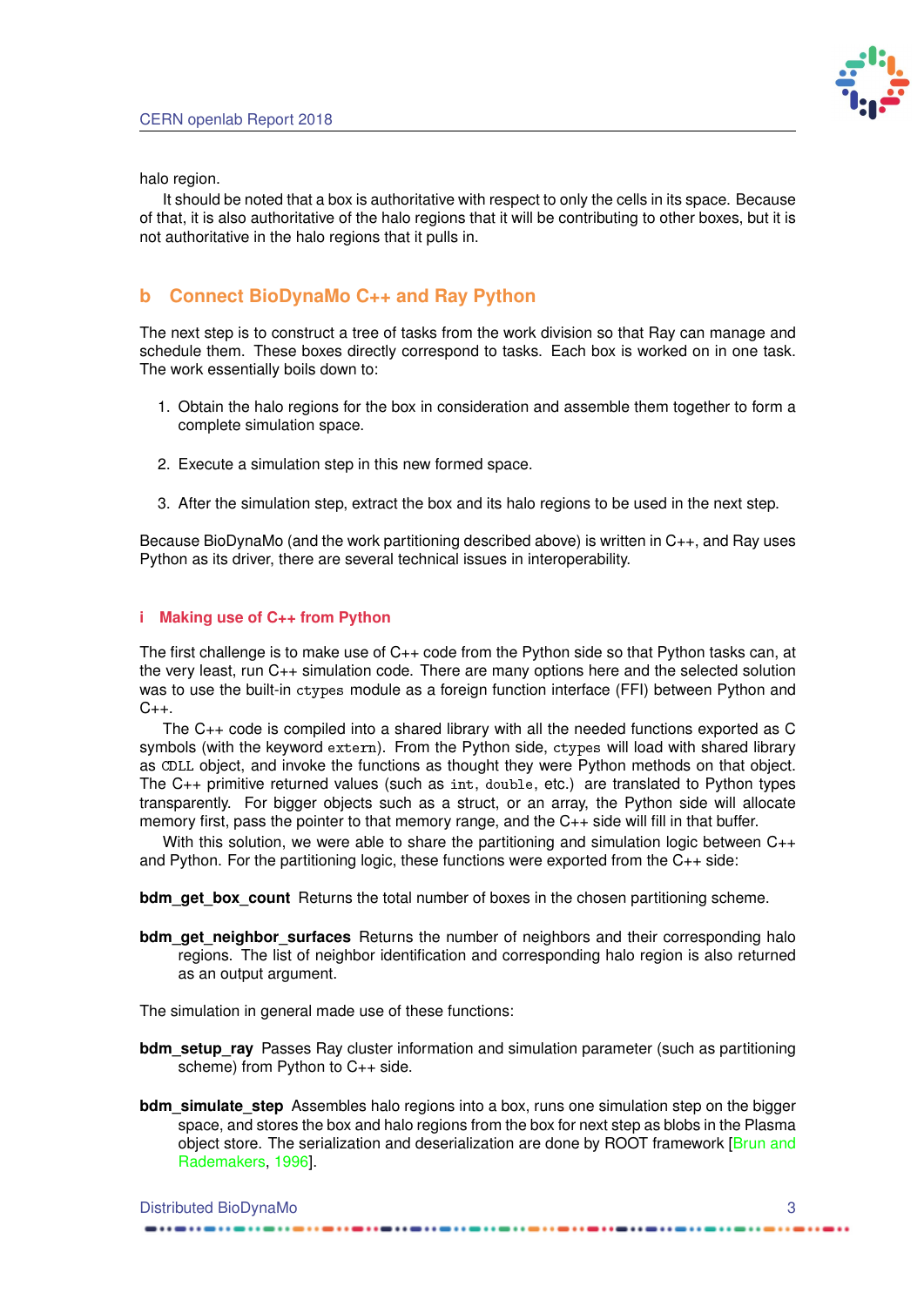halo region.

It should be noted that a box is authoritative with respect to only the cells in its space. Because of that, it is also authoritative of the halo regions that it will be contributing to other boxes, but it is not authoritative in the halo regions that it pulls in.

## b Connect BioDynaMo C++ and Ray Python

The next step is to construct a tree of tasks from the work division so that Ray can manage and schedule them. These boxes directly correspond to tasks. Each box is worked on in one task. The work essentially boils down to:

1. Obtain the halo regions for the box in consideration and assemble them together to form a complete simulation space.

2. Execute a simulation step in this new formed space.

3. After the simulation step, extract the box and its halo regions to be used in the next step.

Because BioDynaMo (and the work partitioning described above) is written in C++, and Ray uses Python as its driver, there are several technical issues in interoperability.

### i Making use of C++ from Python

The first challenge is to make use of C++ code from the Python side so that Python tasks can, at the very least, run C++ simulation code. There are many options here and the selected solution was to use the built-in `ctypes` module as a foreign function interface (FFI) between Python and C++.

The C++ code is compiled into a shared library with all the needed functions exported as C symbols (with the keyword `extern`). From the Python side, `ctypes` will load with shared library as `CDLL` object, and invoke the functions as thought they were Python methods on that object. The C++ primitive returned values (such as `int`, `double`, etc.) are translated to Python types transparently. For bigger objects such as a struct, or an array, the Python side will allocate memory first, pass the pointer to that memory range, and the C++ side will fill in that buffer.

With this solution, we were able to share the partitioning and simulation logic between C++ and Python. For the partitioning logic, these functions were exported from the C++ side:

**bdm_get_box_count** Returns the total number of boxes in the chosen partitioning scheme.

**bdm_get_neighbor_surfaces** Returns the number of neighbors and their corresponding halo regions. The list of neighbor identification and corresponding halo region is also returned as an output argument.

The simulation in general made use of these functions:

**bdm_setup_ray** Passes Ray cluster information and simulation parameter (such as partitioning scheme) from Python to C++ side.

**bdm_simulate_step** Assembles halo regions into a box, runs one simulation step on the bigger space, and stores the box and halo regions from the box for next step as blobs in the Plasma object store. The serialization and deserialization are done by ROOT framework [Brun and Rademakers, 1996].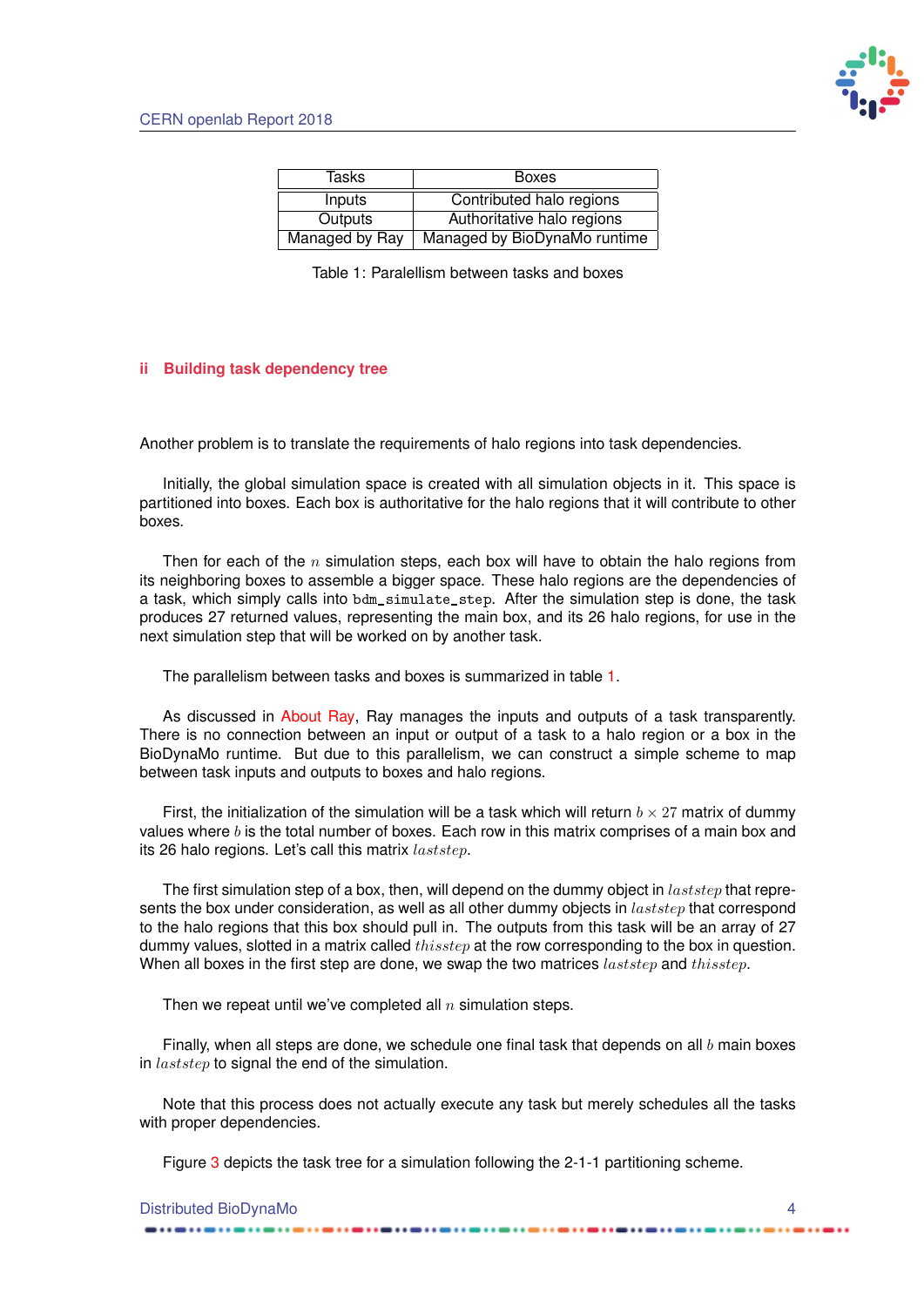| Tasks | Boxes |
|---|---|
| Inputs | Contributed halo regions |
| Outputs | Authoritative halo regions |
| Managed by Ray | Managed by BioDynaMo runtime |

Table 1: Paralellism between tasks and boxes

## ii Building task dependency tree

Another problem is to translate the requirements of halo regions into task dependencies.

Initially, the global simulation space is created with all simulation objects in it. This space is partitioned into boxes. Each box is authoritative for the halo regions that it will contribute to other boxes.

Then for each of the $n$ simulation steps, each box will have to obtain the halo regions from its neighboring boxes to assemble a bigger space. These halo regions are the dependencies of a task, which simply calls into `bdm_simulate_step`. After the simulation step is done, the task produces 27 returned values, representing the main box, and its 26 halo regions, for use in the next simulation step that will be worked on by another task.

The parallelism between tasks and boxes is summarized in table 1.

As discussed in About Ray, Ray manages the inputs and outputs of a task transparently. There is no connection between an input or output of a task to a halo region or a box in the BioDynaMo runtime. But due to this parallelism, we can construct a simple scheme to map between task inputs and outputs to boxes and halo regions.

First, the initialization of the simulation will be a task which will return $b \times 27$ matrix of dummy values where $b$ is the total number of boxes. Each row in this matrix comprises of a main box and its 26 halo regions. Let's call this matrix $laststep$.

The first simulation step of a box, then, will depend on the dummy object in $laststep$ that represents the box under consideration, as well as all other dummy objects in $laststep$ that correspond to the halo regions that this box should pull in. The outputs from this task will be an array of 27 dummy values, slotted in a matrix called $thisstep$ at the row corresponding to the box in question. When all boxes in the first step are done, we swap the two matrices $laststep$ and $thisstep$.

Then we repeat until we've completed all $n$ simulation steps.

Finally, when all steps are done, we schedule one final task that depends on all $b$ main boxes in $laststep$ to signal the end of the simulation.

Note that this process does not actually execute any task but merely schedules all the tasks with proper dependencies.

Figure 3 depicts the task tree for a simulation following the 2-1-1 partitioning scheme.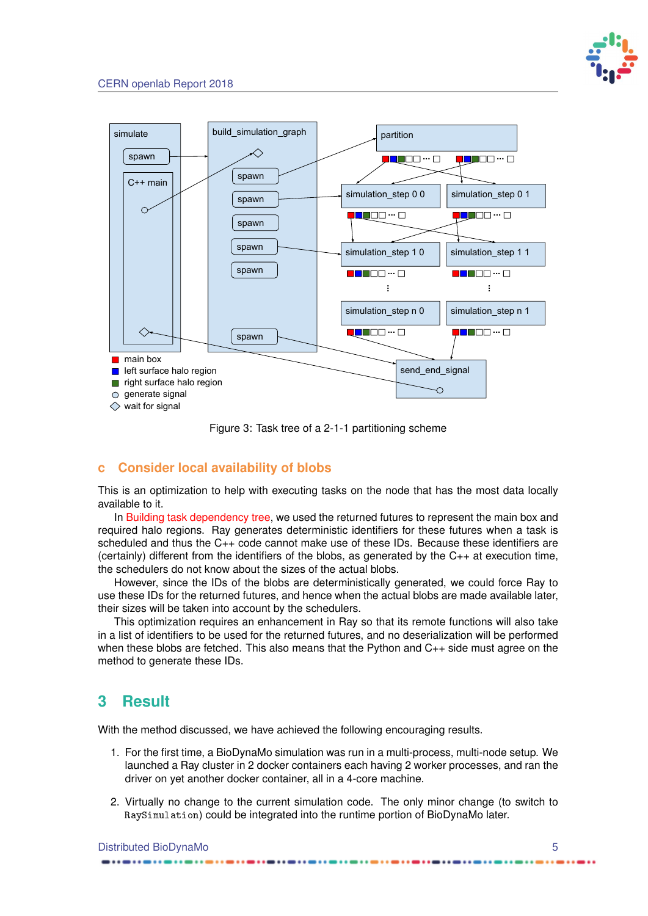Figure 3: Task tree of a 2-1-1 partitioning scheme

### c Consider local availability of blobs

This is an optimization to help with executing tasks on the node that has the most data locally available to it.

In Building task dependency tree, we used the returned futures to represent the main box and required halo regions. Ray generates deterministic identifiers for these futures when a task is scheduled and thus the C++ code cannot make use of these IDs. Because these identifiers are (certainly) different from the identifiers of the blobs, as generated by the C++ at execution time, the schedulers do not know about the sizes of the actual blobs.

However, since the IDs of the blobs are deterministically generated, we could force Ray to use these IDs for the returned futures, and hence when the actual blobs are made available later, their sizes will be taken into account by the schedulers.

This optimization requires an enhancement in Ray so that its remote functions will also take in a list of identifiers to be used for the returned futures, and no deserialization will be performed when these blobs are fetched. This also means that the Python and C++ side must agree on the method to generate these IDs.

## 3 Result

With the method discussed, we have achieved the following encouraging results.

1. For the first time, a BioDynaMo simulation was run in a multi-process, multi-node setup. We launched a Ray cluster in 2 docker containers each having 2 worker processes, and ran the driver on yet another docker container, all in a 4-core machine.

2. Virtually no change to the current simulation code. The only minor change (to switch to `RaySimulation`) could be integrated into the runtime portion of BioDynaMo later.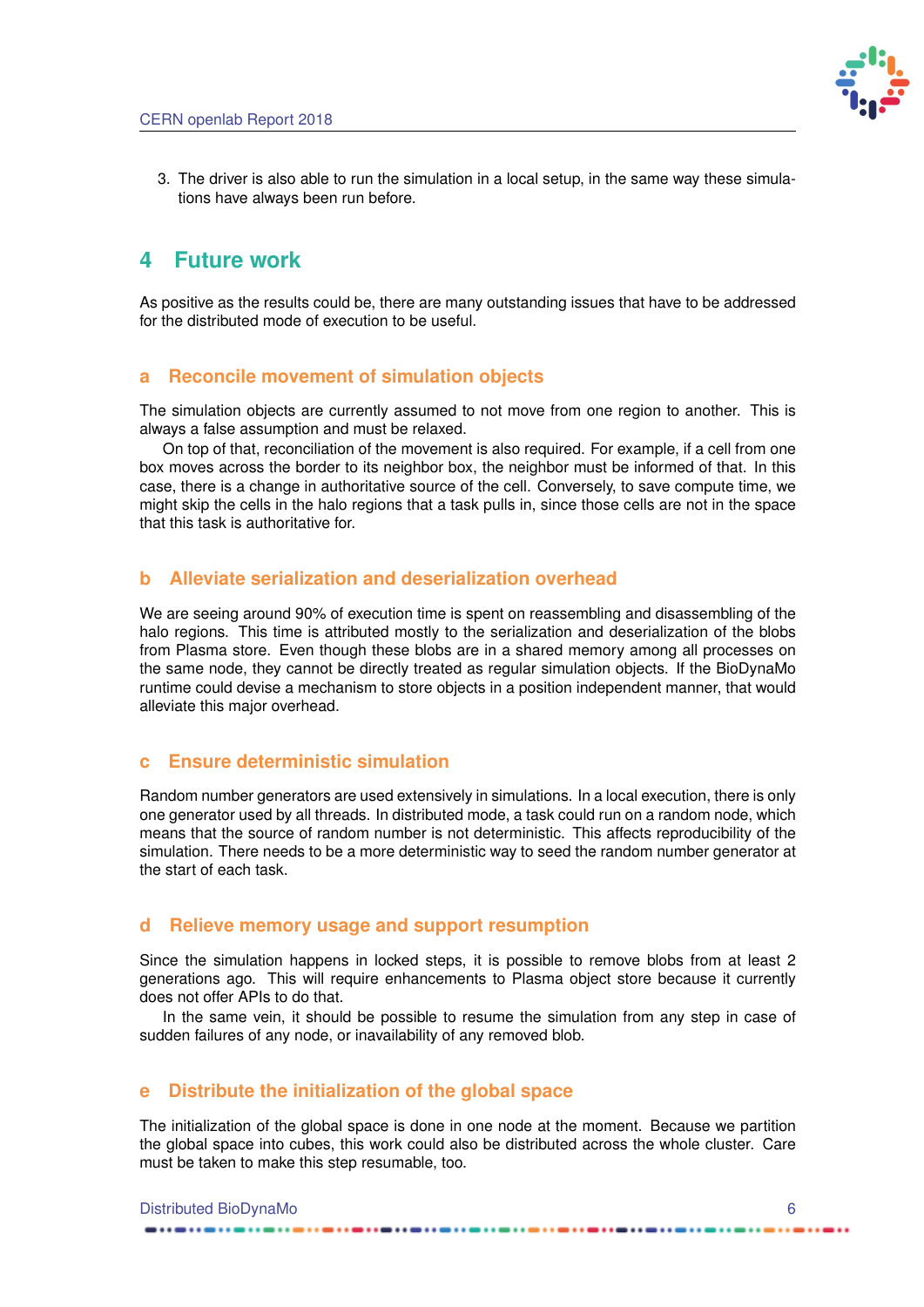3. The driver is also able to run the simulation in a local setup, in the same way these simulations have always been run before.

## 4 Future work

As positive as the results could be, there are many outstanding issues that have to be addressed for the distributed mode of execution to be useful.

### a Reconcile movement of simulation objects

The simulation objects are currently assumed to not move from one region to another. This is always a false assumption and must be relaxed.

On top of that, reconciliation of the movement is also required. For example, if a cell from one box moves across the border to its neighbor box, the neighbor must be informed of that. In this case, there is a change in authoritative source of the cell. Conversely, to save compute time, we might skip the cells in the halo regions that a task pulls in, since those cells are not in the space that this task is authoritative for.

### b Alleviate serialization and deserialization overhead

We are seeing around 90% of execution time is spent on reassembling and disassembling of the halo regions. This time is attributed mostly to the serialization and deserialization of the blobs from Plasma store. Even though these blobs are in a shared memory among all processes on the same node, they cannot be directly treated as regular simulation objects. If the BioDynaMo runtime could devise a mechanism to store objects in a position independent manner, that would alleviate this major overhead.

### c Ensure deterministic simulation

Random number generators are used extensively in simulations. In a local execution, there is only one generator used by all threads. In distributed mode, a task could run on a random node, which means that the source of random number is not deterministic. This affects reproducibility of the simulation. There needs to be a more deterministic way to seed the random number generator at the start of each task.

### d Relieve memory usage and support resumption

Since the simulation happens in locked steps, it is possible to remove blobs from at least 2 generations ago. This will require enhancements to Plasma object store because it currently does not offer APIs to do that.

In the same vein, it should be possible to resume the simulation from any step in case of sudden failures of any node, or inavailability of any removed blob.

### e Distribute the initialization of the global space

The initialization of the global space is done in one node at the moment. Because we partition the global space into cubes, this work could also be distributed across the whole cluster. Care must be taken to make this step resumable, too.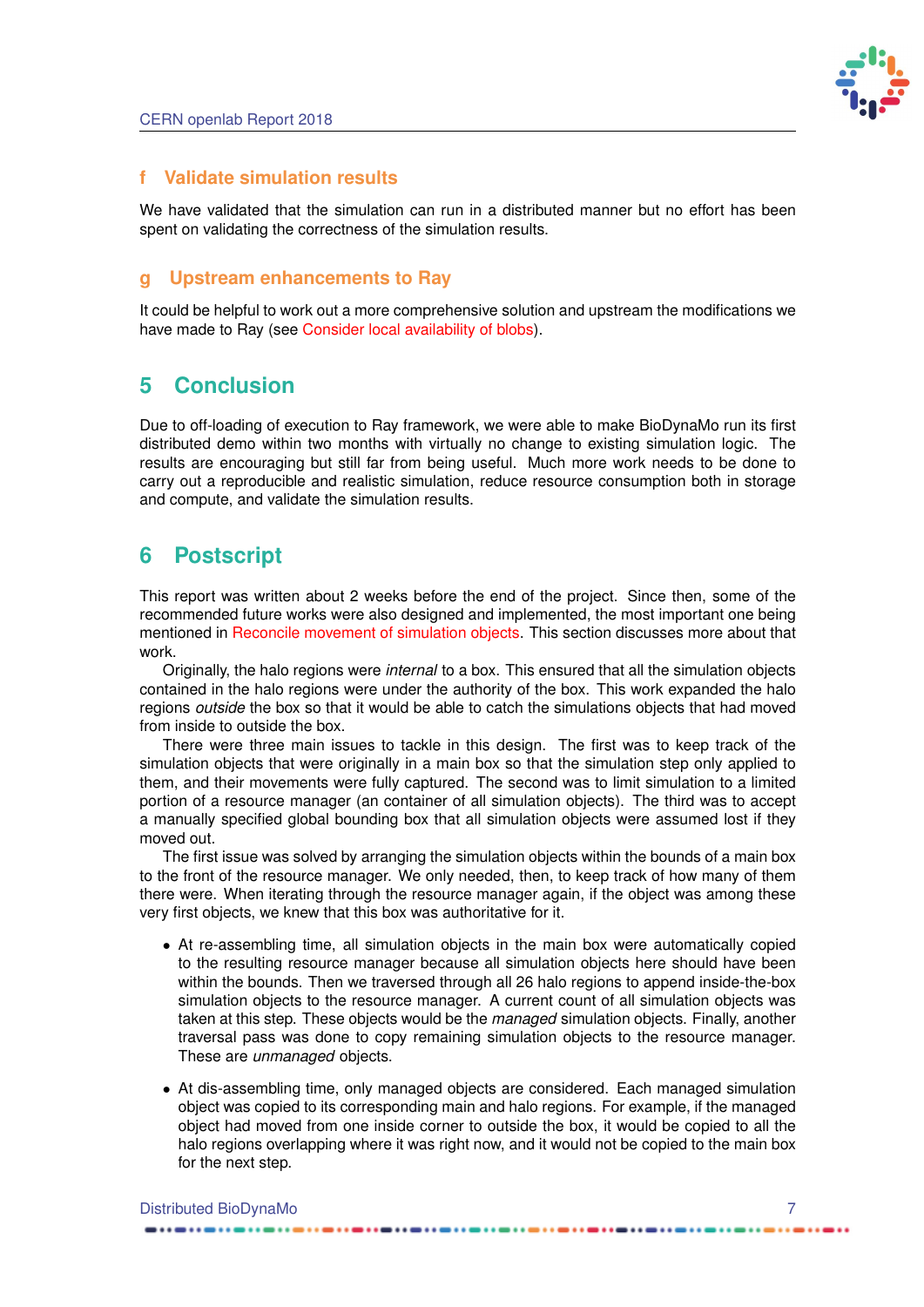### f Validate simulation results

We have validated that the simulation can run in a distributed manner but no effort has been spent on validating the correctness of the simulation results.

### g Upstream enhancements to Ray

It could be helpful to work out a more comprehensive solution and upstream the modifications we have made to Ray (see Consider local availability of blobs).

## 5 Conclusion

Due to off-loading of execution to Ray framework, we were able to make BioDynaMo run its first distributed demo within two months with virtually no change to existing simulation logic. The results are encouraging but still far from being useful. Much more work needs to be done to carry out a reproducible and realistic simulation, reduce resource consumption both in storage and compute, and validate the simulation results.

## 6 Postscript

This report was written about 2 weeks before the end of the project. Since then, some of the recommended future works were also designed and implemented, the most important one being mentioned in Reconcile movement of simulation objects. This section discusses more about that work.

Originally, the halo regions were *internal* to a box. This ensured that all the simulation objects contained in the halo regions were under the authority of the box. This work expanded the halo regions *outside* the box so that it would be able to catch the simulations objects that had moved from inside to outside the box.

There were three main issues to tackle in this design. The first was to keep track of the simulation objects that were originally in a main box so that the simulation step only applied to them, and their movements were fully captured. The second was to limit simulation to a limited portion of a resource manager (an container of all simulation objects). The third was to accept a manually specified global bounding box that all simulation objects were assumed lost if they moved out.

The first issue was solved by arranging the simulation objects within the bounds of a main box to the front of the resource manager. We only needed, then, to keep track of how many of them there were. When iterating through the resource manager again, if the object was among these very first objects, we knew that this box was authoritative for it.

- At re-assembling time, all simulation objects in the main box were automatically copied to the resulting resource manager because all simulation objects here should have been within the bounds. Then we traversed through all 26 halo regions to append inside-the-box simulation objects to the resource manager. A current count of all simulation objects was taken at this step. These objects would be the *managed* simulation objects. Finally, another traversal pass was done to copy remaining simulation objects to the resource manager. These are *unmanaged* objects.
- At dis-assembling time, only managed objects are considered. Each managed simulation object was copied to its corresponding main and halo regions. For example, if the managed object had moved from one inside corner to outside the box, it would be copied to all the halo regions overlapping where it was right now, and it would not be copied to the main box for the next step.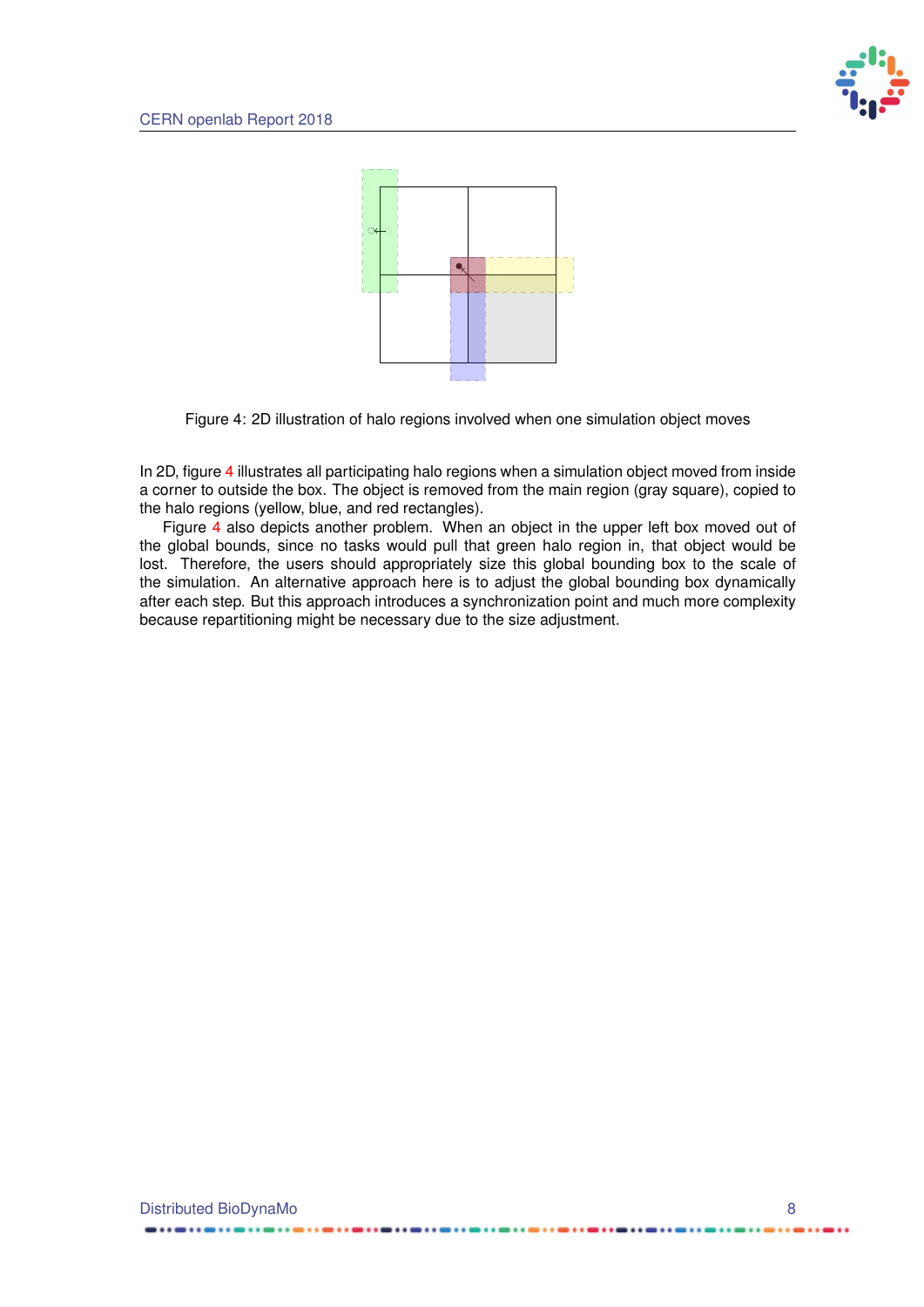Figure 4: 2D illustration of halo regions involved when one simulation object moves

In 2D, figure 4 illustrates all participating halo regions when a simulation object moved from inside a corner to outside the box. The object is removed from the main region (gray square), copied to the halo regions (yellow, blue, and red rectangles).

Figure 4 also depicts another problem. When an object in the upper left box moved out of the global bounds, since no tasks would pull that green halo region in, that object would be lost. Therefore, the users should appropriately size this global bounding box to the scale of the simulation. An alternative approach here is to adjust the global bounding box dynamically after each step. But this approach introduces a synchronization point and much more complexity because repartitioning might be necessary due to the size adjustment.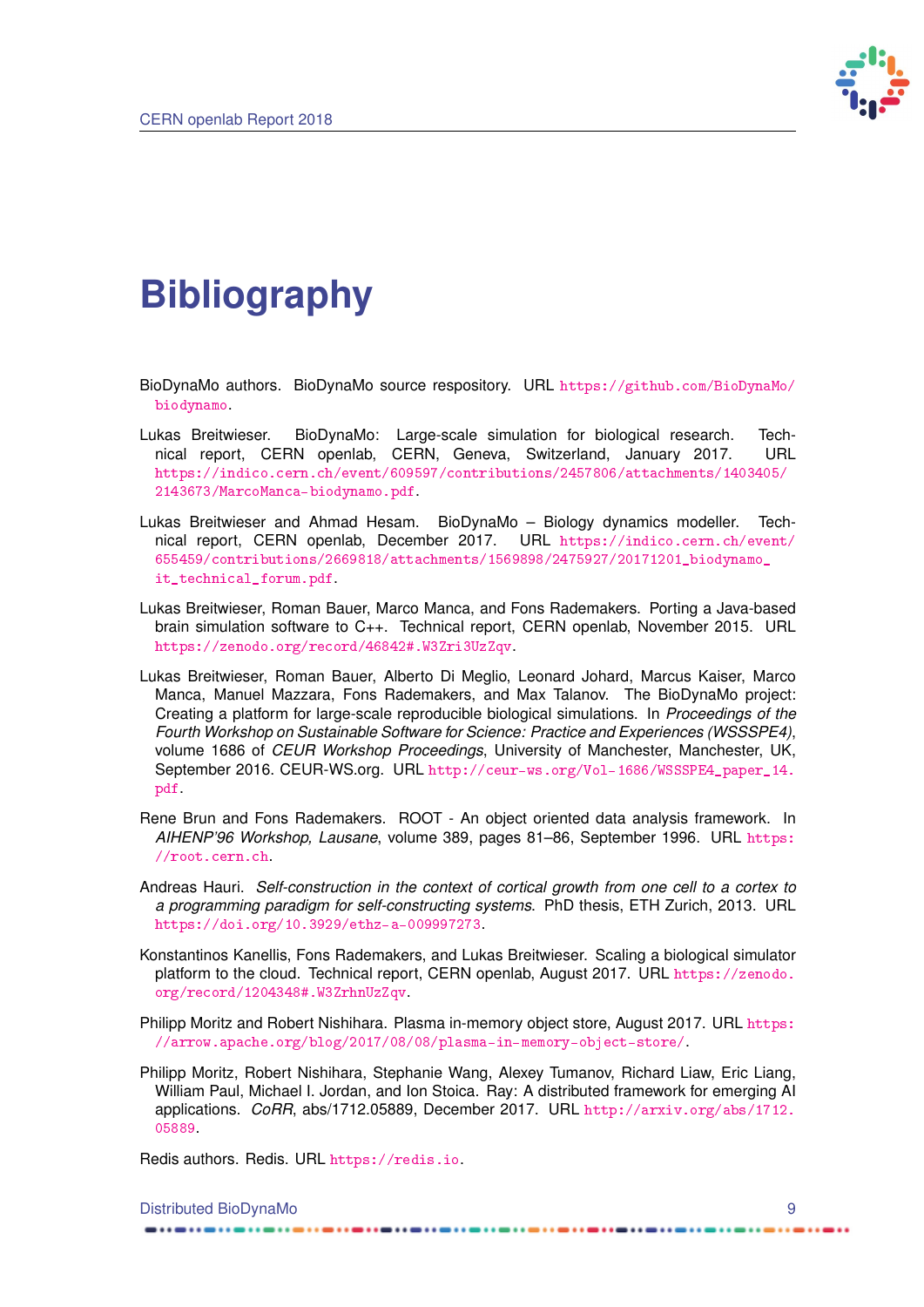# Bibliography

BioDynaMo authors. BioDynaMo source respository. URL https://github.com/BioDynaMo/biodynamo.

Lukas Breitwieser. BioDynaMo: Large-scale simulation for biological research. Technical report, CERN openlab, CERN, Geneva, Switzerland, January 2017. URL https://indico.cern.ch/event/609597/contributions/2457806/attachments/1403405/2143673/MarcoManca-biodynamo.pdf.

Lukas Breitwieser and Ahmad Hesam. BioDynaMo – Biology dynamics modeller. Technical report, CERN openlab, December 2017. URL https://indico.cern.ch/event/655459/contributions/2669818/attachments/1569898/2475927/20171201_biodynamo_it_technical_forum.pdf.

Lukas Breitwieser, Roman Bauer, Marco Manca, and Fons Rademakers. Porting a Java-based brain simulation software to C++. Technical report, CERN openlab, November 2015. URL https://zenodo.org/record/46842#.W3Zri3UzZqv.

Lukas Breitwieser, Roman Bauer, Alberto Di Meglio, Leonard Johard, Marcus Kaiser, Marco Manca, Manuel Mazzara, Fons Rademakers, and Max Talanov. The BioDynaMo project: Creating a platform for large-scale reproducible biological simulations. In *Proceedings of the Fourth Workshop on Sustainable Software for Science: Practice and Experiences (WSSSPE4)*, volume 1686 of *CEUR Workshop Proceedings*, University of Manchester, Manchester, UK, September 2016. CEUR-WS.org. URL http://ceur-ws.org/Vol-1686/WSSSPE4_paper_14.pdf.

Rene Brun and Fons Rademakers. ROOT - An object oriented data analysis framework. In *AIHENP'96 Workshop, Lausane*, volume 389, pages 81–86, September 1996. URL https://root.cern.ch.

Andreas Hauri. *Self-construction in the context of cortical growth from one cell to a cortex to a programming paradigm for self-constructing systems.* PhD thesis, ETH Zurich, 2013. URL https://doi.org/10.3929/ethz-a-009997273.

Konstantinos Kanellis, Fons Rademakers, and Lukas Breitwieser. Scaling a biological simulator platform to the cloud. Technical report, CERN openlab, August 2017. URL https://zenodo.org/record/1204348#.W3ZrhnUzZqv.

Philipp Moritz and Robert Nishihara. Plasma in-memory object store, August 2017. URL https://arrow.apache.org/blog/2017/08/08/plasma-in-memory-object-store/.

Philipp Moritz, Robert Nishihara, Stephanie Wang, Alexey Tumanov, Richard Liaw, Eric Liang, William Paul, Michael I. Jordan, and Ion Stoica. Ray: A distributed framework for emerging AI applications. *CoRR*, abs/1712.05889, December 2017. URL http://arxiv.org/abs/1712.05889.

Redis authors. Redis. URL https://redis.io.